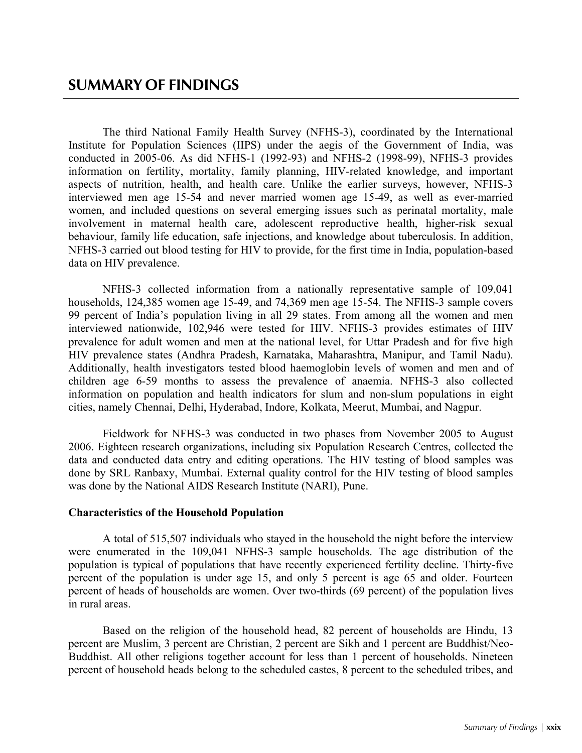# SUMMARY OF FINDINGS

The third National Family Health Survey (NFHS-3), coordinated by the International Institute for Population Sciences (IIPS) under the aegis of the Government of India, was conducted in 2005-06. As did NFHS-1 (1992-93) and NFHS-2 (1998-99), NFHS-3 provides information on fertility, mortality, family planning, HIV-related knowledge, and important aspects of nutrition, health, and health care. Unlike the earlier surveys, however, NFHS-3 interviewed men age 15-54 and never married women age 15-49, as well as ever-married women, and included questions on several emerging issues such as perinatal mortality, male involvement in maternal health care, adolescent reproductive health, higher-risk sexual behaviour, family life education, safe injections, and knowledge about tuberculosis. In addition, NFHS-3 carried out blood testing for HIV to provide, for the first time in India, population-based data on HIV prevalence.

NFHS-3 collected information from a nationally representative sample of 109,041 households, 124,385 women age 15-49, and 74,369 men age 15-54. The NFHS-3 sample covers 99 percent of India's population living in all 29 states. From among all the women and men interviewed nationwide, 102,946 were tested for HIV. NFHS-3 provides estimates of HIV prevalence for adult women and men at the national level, for Uttar Pradesh and for five high HIV prevalence states (Andhra Pradesh, Karnataka, Maharashtra, Manipur, and Tamil Nadu). Additionally, health investigators tested blood haemoglobin levels of women and men and of children age 6-59 months to assess the prevalence of anaemia. NFHS-3 also collected information on population and health indicators for slum and non-slum populations in eight cities, namely Chennai, Delhi, Hyderabad, Indore, Kolkata, Meerut, Mumbai, and Nagpur.

Fieldwork for NFHS-3 was conducted in two phases from November 2005 to August 2006. Eighteen research organizations, including six Population Research Centres, collected the data and conducted data entry and editing operations. The HIV testing of blood samples was done by SRL Ranbaxy, Mumbai. External quality control for the HIV testing of blood samples was done by the National AIDS Research Institute (NARI), Pune.

**Characteristics of the Household Population**

A total of 515,507 individuals who stayed in the household the night before the interview were enumerated in the 109,041 NFHS-3 sample households. The age distribution of the population is typical of populations that have recently experienced fertility decline. Thirty-five percent of the population is under age 15, and only 5 percent is age 65 and older. Fourteen percent of heads of households are women. Over two-thirds (69 percent) of the population lives in rural areas.

Based on the religion of the household head, 82 percent of households are Hindu, 13 percent are Muslim, 3 percent are Christian, 2 percent are Sikh and 1 percent are Buddhist/Neo-Buddhist. All other religions together account for less than 1 percent of households. Nineteen percent of household heads belong to the scheduled castes, 8 percent to the scheduled tribes, and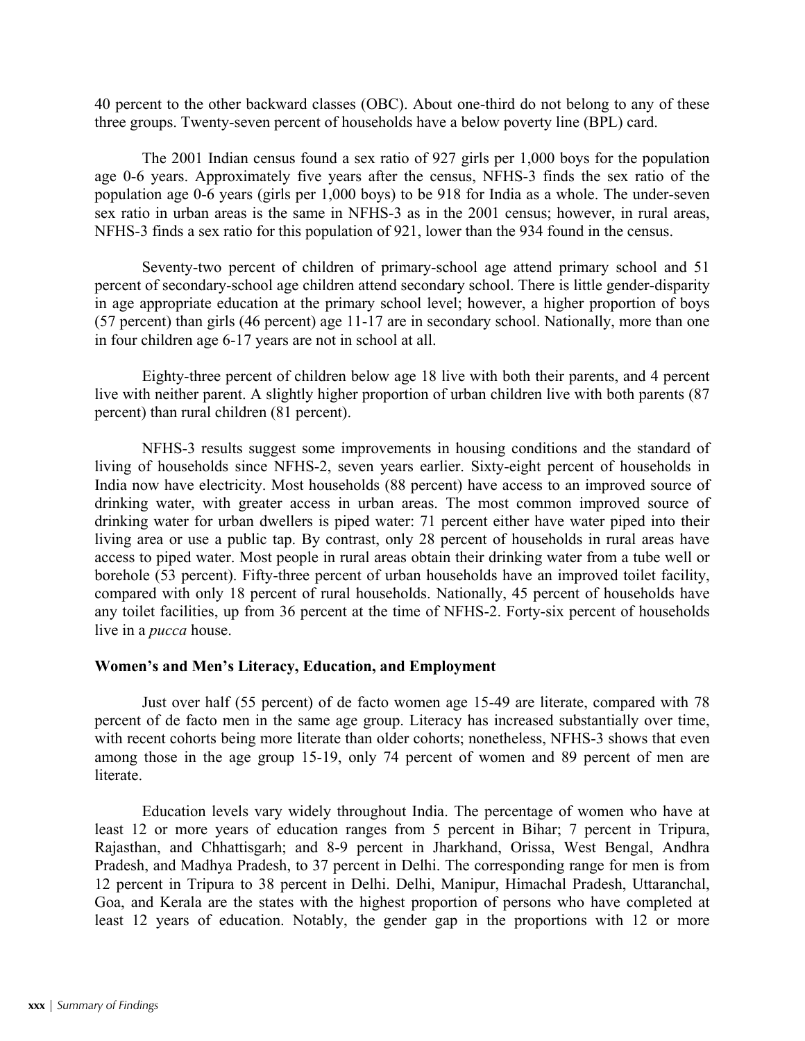40 percent to the other backward classes (OBC). About one-third do not belong to any of these three groups. Twenty-seven percent of households have a below poverty line (BPL) card.

The 2001 Indian census found a sex ratio of 927 girls per 1,000 boys for the population age 0-6 years. Approximately five years after the census, NFHS-3 finds the sex ratio of the population age 0-6 years (girls per 1,000 boys) to be 918 for India as a whole. The under-seven sex ratio in urban areas is the same in NFHS-3 as in the 2001 census; however, in rural areas, NFHS-3 finds a sex ratio for this population of 921, lower than the 934 found in the census.

Seventy-two percent of children of primary-school age attend primary school and 51 percent of secondary-school age children attend secondary school. There is little gender-disparity in age appropriate education at the primary school level; however, a higher proportion of boys (57 percent) than girls (46 percent) age 11-17 are in secondary school. Nationally, more than one in four children age 6-17 years are not in school at all.

Eighty-three percent of children below age 18 live with both their parents, and 4 percent live with neither parent. A slightly higher proportion of urban children live with both parents (87 percent) than rural children (81 percent).

NFHS-3 results suggest some improvements in housing conditions and the standard of living of households since NFHS-2, seven years earlier. Sixty-eight percent of households in India now have electricity. Most households (88 percent) have access to an improved source of drinking water, with greater access in urban areas. The most common improved source of drinking water for urban dwellers is piped water: 71 percent either have water piped into their living area or use a public tap. By contrast, only 28 percent of households in rural areas have access to piped water. Most people in rural areas obtain their drinking water from a tube well or borehole (53 percent). Fifty-three percent of urban households have an improved toilet facility, compared with only 18 percent of rural households. Nationally, 45 percent of households have any toilet facilities, up from 36 percent at the time of NFHS-2. Forty-six percent of households live in a *pucca* house.

**Women's and Men's Literacy, Education, and Employment**

Just over half (55 percent) of de facto women age 15-49 are literate, compared with 78 percent of de facto men in the same age group. Literacy has increased substantially over time, with recent cohorts being more literate than older cohorts; nonetheless, NFHS-3 shows that even among those in the age group 15-19, only 74 percent of women and 89 percent of men are literate.

Education levels vary widely throughout India. The percentage of women who have at least 12 or more years of education ranges from 5 percent in Bihar; 7 percent in Tripura, Rajasthan, and Chhattisgarh; and 8-9 percent in Jharkhand, Orissa, West Bengal, Andhra Pradesh, and Madhya Pradesh, to 37 percent in Delhi. The corresponding range for men is from 12 percent in Tripura to 38 percent in Delhi. Delhi, Manipur, Himachal Pradesh, Uttaranchal, Goa, and Kerala are the states with the highest proportion of persons who have completed at least 12 years of education. Notably, the gender gap in the proportions with 12 or more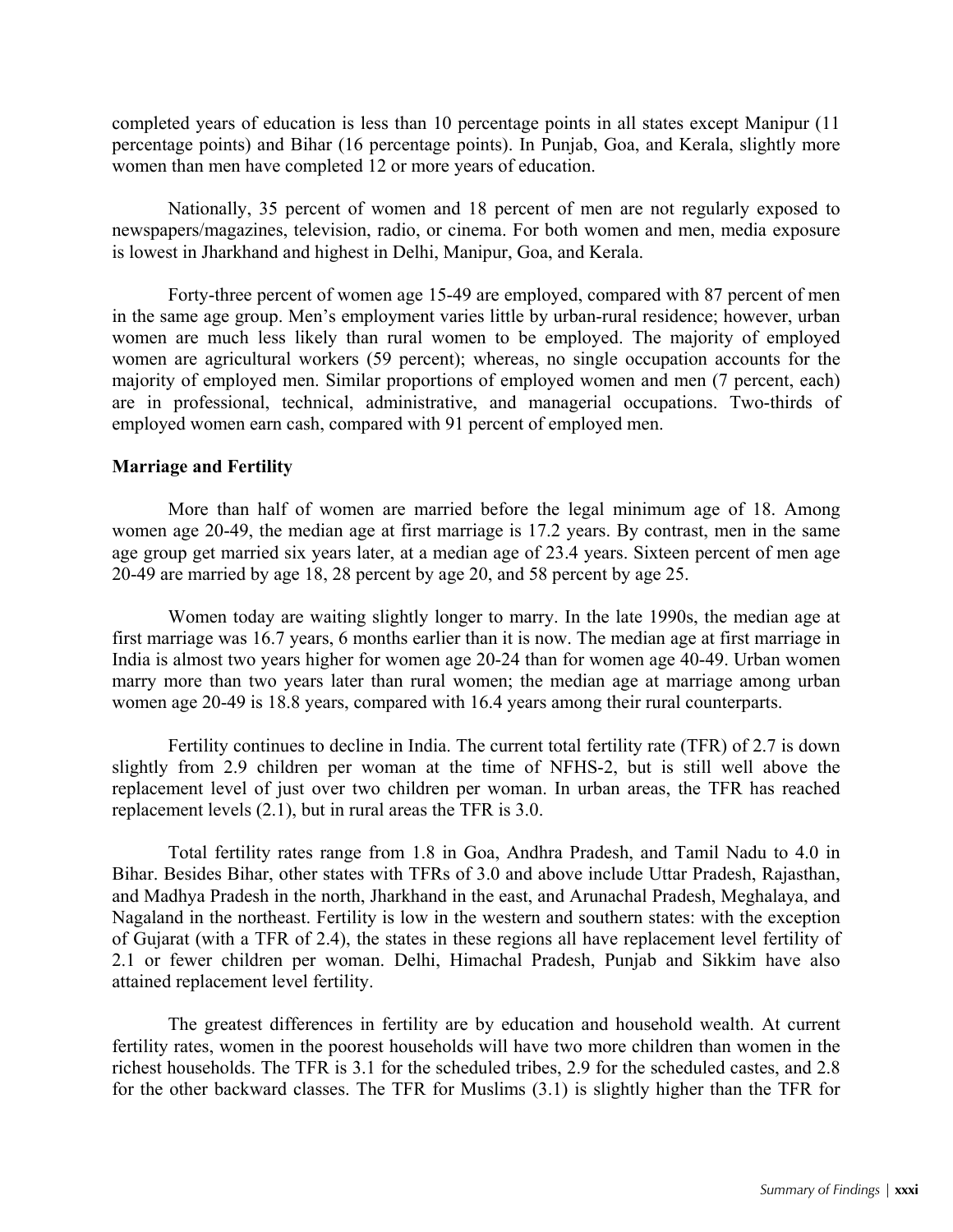completed years of education is less than 10 percentage points in all states except Manipur (11 percentage points) and Bihar (16 percentage points). In Punjab, Goa, and Kerala, slightly more women than men have completed 12 or more years of education.

Nationally, 35 percent of women and 18 percent of men are not regularly exposed to newspapers/magazines, television, radio, or cinema. For both women and men, media exposure is lowest in Jharkhand and highest in Delhi, Manipur, Goa, and Kerala.

Forty-three percent of women age 15-49 are employed, compared with 87 percent of men in the same age group. Men's employment varies little by urban-rural residence; however, urban women are much less likely than rural women to be employed. The majority of employed women are agricultural workers (59 percent); whereas, no single occupation accounts for the majority of employed men. Similar proportions of employed women and men (7 percent, each) are in professional, technical, administrative, and managerial occupations. Two-thirds of employed women earn cash, compared with 91 percent of employed men.

**Marriage and Fertility**

More than half of women are married before the legal minimum age of 18. Among women age 20-49, the median age at first marriage is 17.2 years. By contrast, men in the same age group get married six years later, at a median age of 23.4 years. Sixteen percent of men age 20-49 are married by age 18, 28 percent by age 20, and 58 percent by age 25.

Women today are waiting slightly longer to marry. In the late 1990s, the median age at first marriage was 16.7 years, 6 months earlier than it is now. The median age at first marriage in India is almost two years higher for women age 20-24 than for women age 40-49. Urban women marry more than two years later than rural women; the median age at marriage among urban women age 20-49 is 18.8 years, compared with 16.4 years among their rural counterparts.

Fertility continues to decline in India. The current total fertility rate (TFR) of 2.7 is down slightly from 2.9 children per woman at the time of NFHS-2, but is still well above the replacement level of just over two children per woman. In urban areas, the TFR has reached replacement levels (2.1), but in rural areas the TFR is 3.0.

Total fertility rates range from 1.8 in Goa, Andhra Pradesh, and Tamil Nadu to 4.0 in Bihar. Besides Bihar, other states with TFRs of 3.0 and above include Uttar Pradesh, Rajasthan, and Madhya Pradesh in the north, Jharkhand in the east, and Arunachal Pradesh, Meghalaya, and Nagaland in the northeast. Fertility is low in the western and southern states: with the exception of Gujarat (with a TFR of 2.4), the states in these regions all have replacement level fertility of 2.1 or fewer children per woman. Delhi, Himachal Pradesh, Punjab and Sikkim have also attained replacement level fertility.

The greatest differences in fertility are by education and household wealth. At current fertility rates, women in the poorest households will have two more children than women in the richest households. The TFR is 3.1 for the scheduled tribes, 2.9 for the scheduled castes, and 2.8 for the other backward classes. The TFR for Muslims (3.1) is slightly higher than the TFR for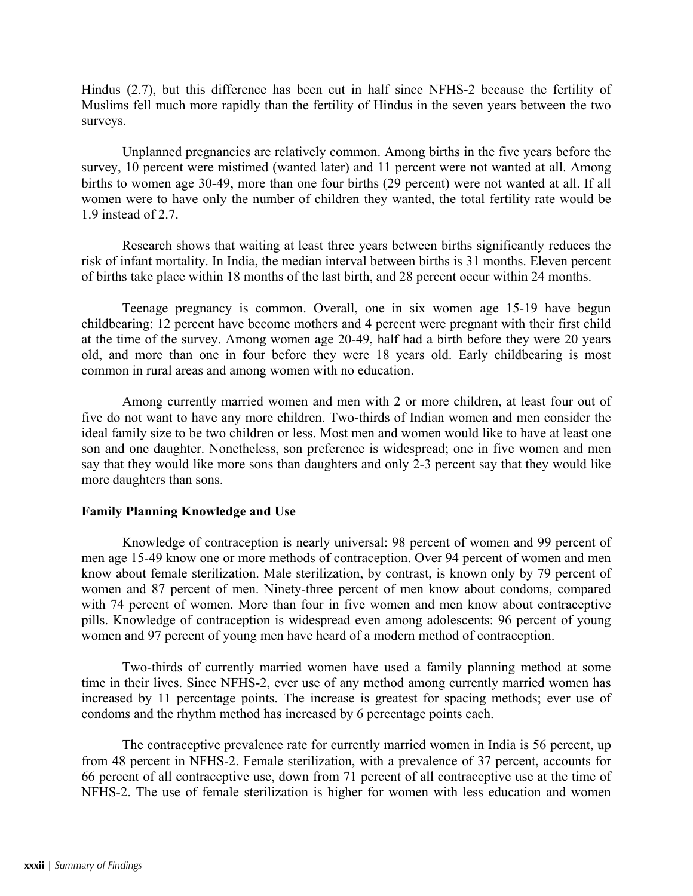Hindus (2.7), but this difference has been cut in half since NFHS-2 because the fertility of Muslims fell much more rapidly than the fertility of Hindus in the seven years between the two surveys.

Unplanned pregnancies are relatively common. Among births in the five years before the survey, 10 percent were mistimed (wanted later) and 11 percent were not wanted at all. Among births to women age 30-49, more than one four births (29 percent) were not wanted at all. If all women were to have only the number of children they wanted, the total fertility rate would be 1.9 instead of 2.7.

Research shows that waiting at least three years between births significantly reduces the risk of infant mortality. In India, the median interval between births is 31 months. Eleven percent of births take place within 18 months of the last birth, and 28 percent occur within 24 months.

Teenage pregnancy is common. Overall, one in six women age 15-19 have begun childbearing: 12 percent have become mothers and 4 percent were pregnant with their first child at the time of the survey. Among women age 20-49, half had a birth before they were 20 years old, and more than one in four before they were 18 years old. Early childbearing is most common in rural areas and among women with no education.

Among currently married women and men with 2 or more children, at least four out of five do not want to have any more children. Two-thirds of Indian women and men consider the ideal family size to be two children or less. Most men and women would like to have at least one son and one daughter. Nonetheless, son preference is widespread; one in five women and men say that they would like more sons than daughters and only 2-3 percent say that they would like more daughters than sons.

**Family Planning Knowledge and Use**

Knowledge of contraception is nearly universal: 98 percent of women and 99 percent of men age 15-49 know one or more methods of contraception. Over 94 percent of women and men know about female sterilization. Male sterilization, by contrast, is known only by 79 percent of women and 87 percent of men. Ninety-three percent of men know about condoms, compared with 74 percent of women. More than four in five women and men know about contraceptive pills. Knowledge of contraception is widespread even among adolescents: 96 percent of young women and 97 percent of young men have heard of a modern method of contraception.

Two-thirds of currently married women have used a family planning method at some time in their lives. Since NFHS-2, ever use of any method among currently married women has increased by 11 percentage points. The increase is greatest for spacing methods; ever use of condoms and the rhythm method has increased by 6 percentage points each.

The contraceptive prevalence rate for currently married women in India is 56 percent, up from 48 percent in NFHS-2. Female sterilization, with a prevalence of 37 percent, accounts for 66 percent of all contraceptive use, down from 71 percent of all contraceptive use at the time of NFHS-2. The use of female sterilization is higher for women with less education and women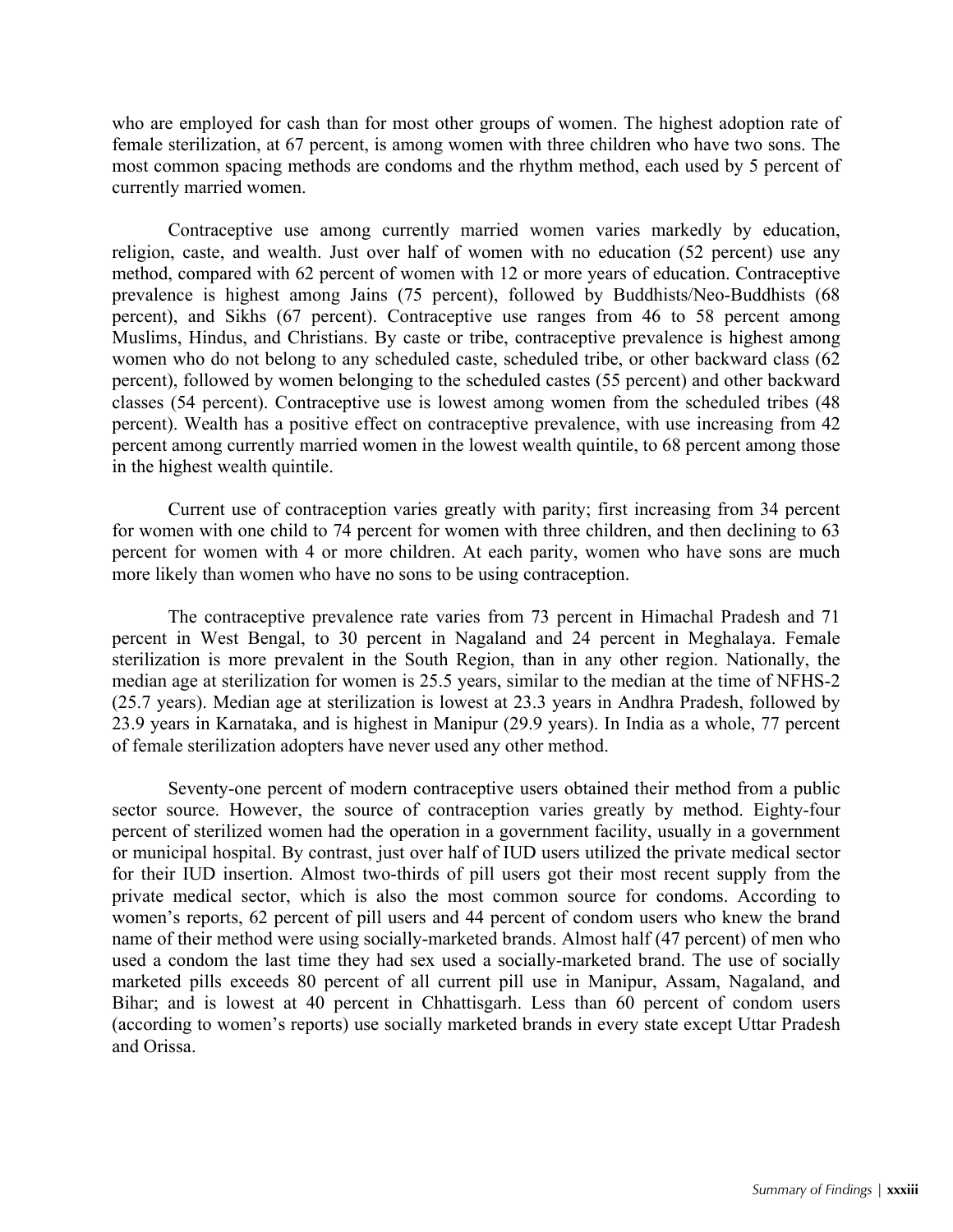who are employed for cash than for most other groups of women. The highest adoption rate of female sterilization, at 67 percent, is among women with three children who have two sons. The most common spacing methods are condoms and the rhythm method, each used by 5 percent of currently married women.

Contraceptive use among currently married women varies markedly by education, religion, caste, and wealth. Just over half of women with no education (52 percent) use any method, compared with 62 percent of women with 12 or more years of education. Contraceptive prevalence is highest among Jains (75 percent), followed by Buddhists/Neo-Buddhists (68 percent), and Sikhs (67 percent). Contraceptive use ranges from 46 to 58 percent among Muslims, Hindus, and Christians. By caste or tribe, contraceptive prevalence is highest among women who do not belong to any scheduled caste, scheduled tribe, or other backward class (62 percent), followed by women belonging to the scheduled castes (55 percent) and other backward classes (54 percent). Contraceptive use is lowest among women from the scheduled tribes (48 percent). Wealth has a positive effect on contraceptive prevalence, with use increasing from 42 percent among currently married women in the lowest wealth quintile, to 68 percent among those in the highest wealth quintile.

Current use of contraception varies greatly with parity; first increasing from 34 percent for women with one child to 74 percent for women with three children, and then declining to 63 percent for women with 4 or more children. At each parity, women who have sons are much more likely than women who have no sons to be using contraception.

The contraceptive prevalence rate varies from 73 percent in Himachal Pradesh and 71 percent in West Bengal, to 30 percent in Nagaland and 24 percent in Meghalaya. Female sterilization is more prevalent in the South Region, than in any other region. Nationally, the median age at sterilization for women is 25.5 years, similar to the median at the time of NFHS-2 (25.7 years). Median age at sterilization is lowest at 23.3 years in Andhra Pradesh, followed by 23.9 years in Karnataka, and is highest in Manipur (29.9 years). In India as a whole, 77 percent of female sterilization adopters have never used any other method.

Seventy-one percent of modern contraceptive users obtained their method from a public sector source. However, the source of contraception varies greatly by method. Eighty-four percent of sterilized women had the operation in a government facility, usually in a government or municipal hospital. By contrast, just over half of IUD users utilized the private medical sector for their IUD insertion. Almost two-thirds of pill users got their most recent supply from the private medical sector, which is also the most common source for condoms. According to women's reports, 62 percent of pill users and 44 percent of condom users who knew the brand name of their method were using socially-marketed brands. Almost half (47 percent) of men who used a condom the last time they had sex used a socially-marketed brand. The use of socially marketed pills exceeds 80 percent of all current pill use in Manipur, Assam, Nagaland, and Bihar; and is lowest at 40 percent in Chhattisgarh. Less than 60 percent of condom users (according to women's reports) use socially marketed brands in every state except Uttar Pradesh and Orissa.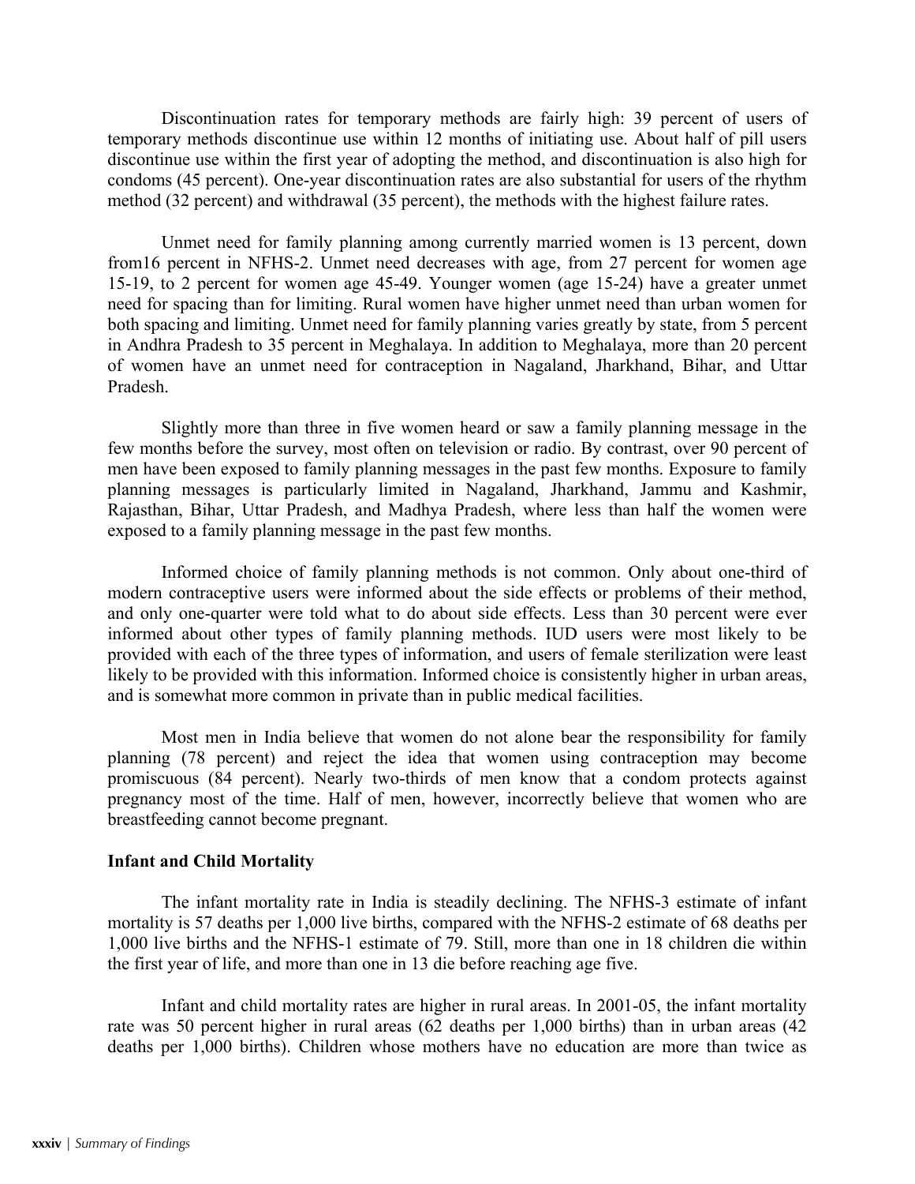Discontinuation rates for temporary methods are fairly high: 39 percent of users of temporary methods discontinue use within 12 months of initiating use. About half of pill users discontinue use within the first year of adopting the method, and discontinuation is also high for condoms (45 percent). One-year discontinuation rates are also substantial for users of the rhythm method (32 percent) and withdrawal (35 percent), the methods with the highest failure rates.

Unmet need for family planning among currently married women is 13 percent, down from16 percent in NFHS-2. Unmet need decreases with age, from 27 percent for women age 15-19, to 2 percent for women age 45-49. Younger women (age 15-24) have a greater unmet need for spacing than for limiting. Rural women have higher unmet need than urban women for both spacing and limiting. Unmet need for family planning varies greatly by state, from 5 percent in Andhra Pradesh to 35 percent in Meghalaya. In addition to Meghalaya, more than 20 percent of women have an unmet need for contraception in Nagaland, Jharkhand, Bihar, and Uttar Pradesh.

Slightly more than three in five women heard or saw a family planning message in the few months before the survey, most often on television or radio. By contrast, over 90 percent of men have been exposed to family planning messages in the past few months. Exposure to family planning messages is particularly limited in Nagaland, Jharkhand, Jammu and Kashmir, Rajasthan, Bihar, Uttar Pradesh, and Madhya Pradesh, where less than half the women were exposed to a family planning message in the past few months.

Informed choice of family planning methods is not common. Only about one-third of modern contraceptive users were informed about the side effects or problems of their method, and only one-quarter were told what to do about side effects. Less than 30 percent were ever informed about other types of family planning methods. IUD users were most likely to be provided with each of the three types of information, and users of female sterilization were least likely to be provided with this information. Informed choice is consistently higher in urban areas, and is somewhat more common in private than in public medical facilities.

Most men in India believe that women do not alone bear the responsibility for family planning (78 percent) and reject the idea that women using contraception may become promiscuous (84 percent). Nearly two-thirds of men know that a condom protects against pregnancy most of the time. Half of men, however, incorrectly believe that women who are breastfeeding cannot become pregnant.

**Infant and Child Mortality**

The infant mortality rate in India is steadily declining. The NFHS-3 estimate of infant mortality is 57 deaths per 1,000 live births, compared with the NFHS-2 estimate of 68 deaths per 1,000 live births and the NFHS-1 estimate of 79. Still, more than one in 18 children die within the first year of life, and more than one in 13 die before reaching age five.

Infant and child mortality rates are higher in rural areas. In 2001-05, the infant mortality rate was 50 percent higher in rural areas (62 deaths per 1,000 births) than in urban areas (42 deaths per 1,000 births). Children whose mothers have no education are more than twice as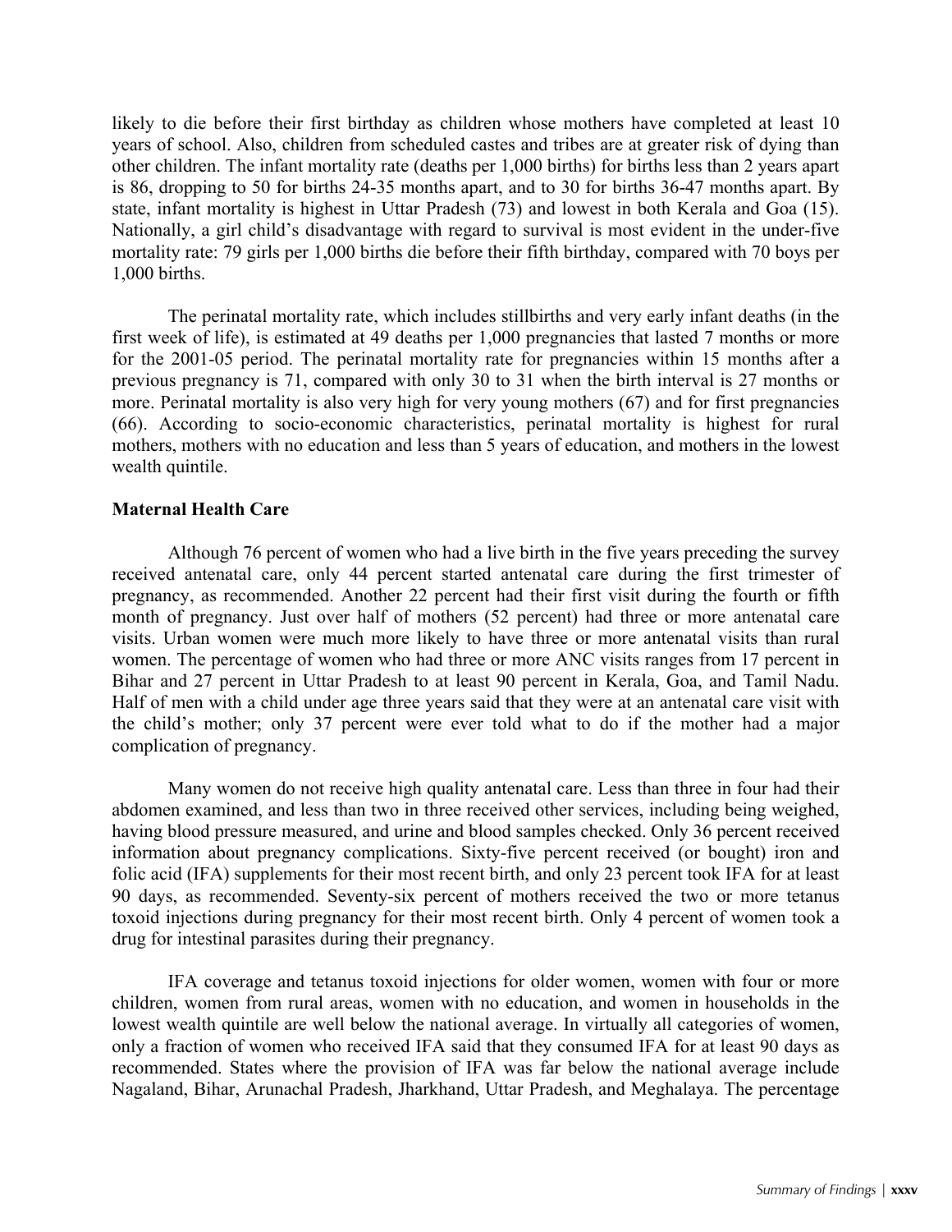likely to die before their first birthday as children whose mothers have completed at least 10 years of school. Also, children from scheduled castes and tribes are at greater risk of dying than other children. The infant mortality rate (deaths per 1,000 births) for births less than 2 years apart is 86, dropping to 50 for births 24-35 months apart, and to 30 for births 36-47 months apart. By state, infant mortality is highest in Uttar Pradesh (73) and lowest in both Kerala and Goa (15). Nationally, a girl child's disadvantage with regard to survival is most evident in the under-five mortality rate: 79 girls per 1,000 births die before their fifth birthday, compared with 70 boys per 1,000 births.

The perinatal mortality rate, which includes stillbirths and very early infant deaths (in the first week of life), is estimated at 49 deaths per 1,000 pregnancies that lasted 7 months or more for the 2001-05 period. The perinatal mortality rate for pregnancies within 15 months after a previous pregnancy is 71, compared with only 30 to 31 when the birth interval is 27 months or more. Perinatal mortality is also very high for very young mothers (67) and for first pregnancies (66). According to socio-economic characteristics, perinatal mortality is highest for rural mothers, mothers with no education and less than 5 years of education, and mothers in the lowest wealth quintile.

**Maternal Health Care**

Although 76 percent of women who had a live birth in the five years preceding the survey received antenatal care, only 44 percent started antenatal care during the first trimester of pregnancy, as recommended. Another 22 percent had their first visit during the fourth or fifth month of pregnancy. Just over half of mothers (52 percent) had three or more antenatal care visits. Urban women were much more likely to have three or more antenatal visits than rural women. The percentage of women who had three or more ANC visits ranges from 17 percent in Bihar and 27 percent in Uttar Pradesh to at least 90 percent in Kerala, Goa, and Tamil Nadu. Half of men with a child under age three years said that they were at an antenatal care visit with the child's mother; only 37 percent were ever told what to do if the mother had a major complication of pregnancy.

Many women do not receive high quality antenatal care. Less than three in four had their abdomen examined, and less than two in three received other services, including being weighed, having blood pressure measured, and urine and blood samples checked. Only 36 percent received information about pregnancy complications. Sixty-five percent received (or bought) iron and folic acid (IFA) supplements for their most recent birth, and only 23 percent took IFA for at least 90 days, as recommended. Seventy-six percent of mothers received the two or more tetanus toxoid injections during pregnancy for their most recent birth. Only 4 percent of women took a drug for intestinal parasites during their pregnancy.

IFA coverage and tetanus toxoid injections for older women, women with four or more children, women from rural areas, women with no education, and women in households in the lowest wealth quintile are well below the national average. In virtually all categories of women, only a fraction of women who received IFA said that they consumed IFA for at least 90 days as recommended. States where the provision of IFA was far below the national average include Nagaland, Bihar, Arunachal Pradesh, Jharkhand, Uttar Pradesh, and Meghalaya. The percentage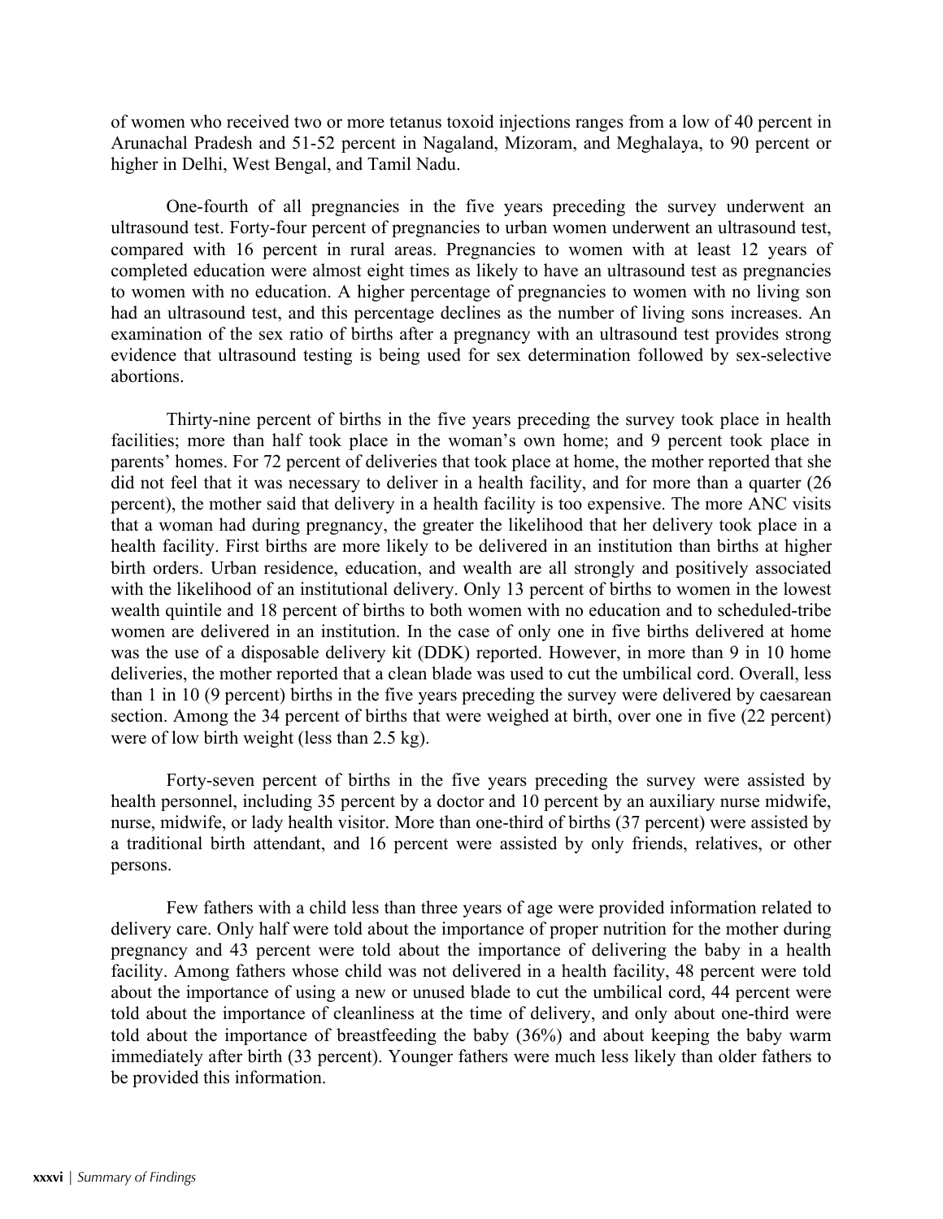of women who received two or more tetanus toxoid injections ranges from a low of 40 percent in Arunachal Pradesh and 51-52 percent in Nagaland, Mizoram, and Meghalaya, to 90 percent or higher in Delhi, West Bengal, and Tamil Nadu.

One-fourth of all pregnancies in the five years preceding the survey underwent an ultrasound test. Forty-four percent of pregnancies to urban women underwent an ultrasound test, compared with 16 percent in rural areas. Pregnancies to women with at least 12 years of completed education were almost eight times as likely to have an ultrasound test as pregnancies to women with no education. A higher percentage of pregnancies to women with no living son had an ultrasound test, and this percentage declines as the number of living sons increases. An examination of the sex ratio of births after a pregnancy with an ultrasound test provides strong evidence that ultrasound testing is being used for sex determination followed by sex-selective abortions.

Thirty-nine percent of births in the five years preceding the survey took place in health facilities; more than half took place in the woman's own home; and 9 percent took place in parents' homes. For 72 percent of deliveries that took place at home, the mother reported that she did not feel that it was necessary to deliver in a health facility, and for more than a quarter (26 percent), the mother said that delivery in a health facility is too expensive. The more ANC visits that a woman had during pregnancy, the greater the likelihood that her delivery took place in a health facility. First births are more likely to be delivered in an institution than births at higher birth orders. Urban residence, education, and wealth are all strongly and positively associated with the likelihood of an institutional delivery. Only 13 percent of births to women in the lowest wealth quintile and 18 percent of births to both women with no education and to scheduled-tribe women are delivered in an institution. In the case of only one in five births delivered at home was the use of a disposable delivery kit (DDK) reported. However, in more than 9 in 10 home deliveries, the mother reported that a clean blade was used to cut the umbilical cord. Overall, less than 1 in 10 (9 percent) births in the five years preceding the survey were delivered by caesarean section. Among the 34 percent of births that were weighed at birth, over one in five (22 percent) were of low birth weight (less than 2.5 kg).

Forty-seven percent of births in the five years preceding the survey were assisted by health personnel, including 35 percent by a doctor and 10 percent by an auxiliary nurse midwife, nurse, midwife, or lady health visitor. More than one-third of births (37 percent) were assisted by a traditional birth attendant, and 16 percent were assisted by only friends, relatives, or other persons.

Few fathers with a child less than three years of age were provided information related to delivery care. Only half were told about the importance of proper nutrition for the mother during pregnancy and 43 percent were told about the importance of delivering the baby in a health facility. Among fathers whose child was not delivered in a health facility, 48 percent were told about the importance of using a new or unused blade to cut the umbilical cord, 44 percent were told about the importance of cleanliness at the time of delivery, and only about one-third were told about the importance of breastfeeding the baby (36%) and about keeping the baby warm immediately after birth (33 percent). Younger fathers were much less likely than older fathers to be provided this information.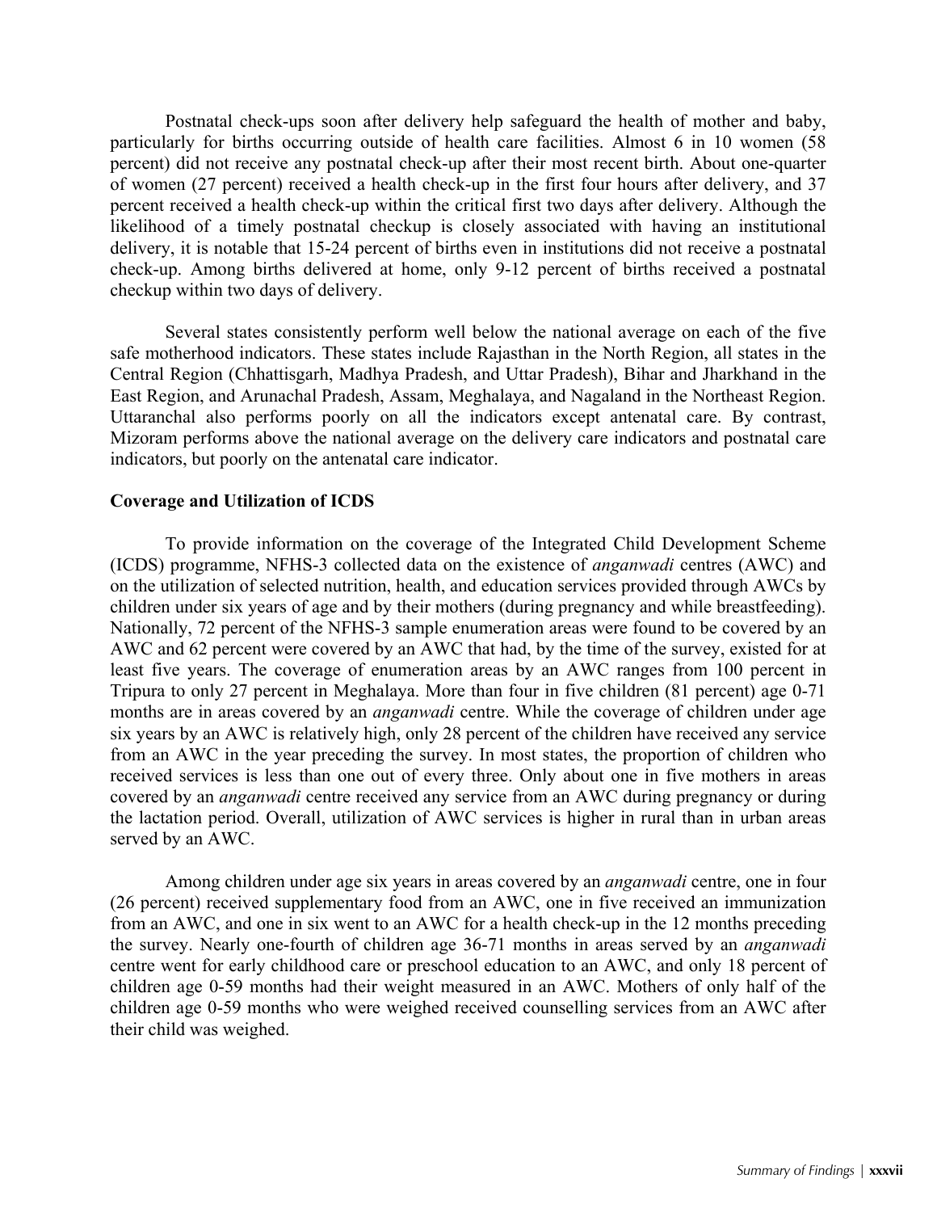Postnatal check-ups soon after delivery help safeguard the health of mother and baby, particularly for births occurring outside of health care facilities. Almost 6 in 10 women (58 percent) did not receive any postnatal check-up after their most recent birth. About one-quarter of women (27 percent) received a health check-up in the first four hours after delivery, and 37 percent received a health check-up within the critical first two days after delivery. Although the likelihood of a timely postnatal checkup is closely associated with having an institutional delivery, it is notable that 15-24 percent of births even in institutions did not receive a postnatal check-up. Among births delivered at home, only 9-12 percent of births received a postnatal checkup within two days of delivery.

Several states consistently perform well below the national average on each of the five safe motherhood indicators. These states include Rajasthan in the North Region, all states in the Central Region (Chhattisgarh, Madhya Pradesh, and Uttar Pradesh), Bihar and Jharkhand in the East Region, and Arunachal Pradesh, Assam, Meghalaya, and Nagaland in the Northeast Region. Uttaranchal also performs poorly on all the indicators except antenatal care. By contrast, Mizoram performs above the national average on the delivery care indicators and postnatal care indicators, but poorly on the antenatal care indicator.

**Coverage and Utilization of ICDS**

To provide information on the coverage of the Integrated Child Development Scheme (ICDS) programme, NFHS-3 collected data on the existence of *anganwadi* centres (AWC) and on the utilization of selected nutrition, health, and education services provided through AWCs by children under six years of age and by their mothers (during pregnancy and while breastfeeding). Nationally, 72 percent of the NFHS-3 sample enumeration areas were found to be covered by an AWC and 62 percent were covered by an AWC that had, by the time of the survey, existed for at least five years. The coverage of enumeration areas by an AWC ranges from 100 percent in Tripura to only 27 percent in Meghalaya. More than four in five children (81 percent) age 0-71 months are in areas covered by an *anganwadi* centre. While the coverage of children under age six years by an AWC is relatively high, only 28 percent of the children have received any service from an AWC in the year preceding the survey. In most states, the proportion of children who received services is less than one out of every three. Only about one in five mothers in areas covered by an *anganwadi* centre received any service from an AWC during pregnancy or during the lactation period. Overall, utilization of AWC services is higher in rural than in urban areas served by an AWC.

Among children under age six years in areas covered by an *anganwadi* centre, one in four (26 percent) received supplementary food from an AWC, one in five received an immunization from an AWC, and one in six went to an AWC for a health check-up in the 12 months preceding the survey. Nearly one-fourth of children age 36-71 months in areas served by an *anganwadi* centre went for early childhood care or preschool education to an AWC, and only 18 percent of children age 0-59 months had their weight measured in an AWC. Mothers of only half of the children age 0-59 months who were weighed received counselling services from an AWC after their child was weighed.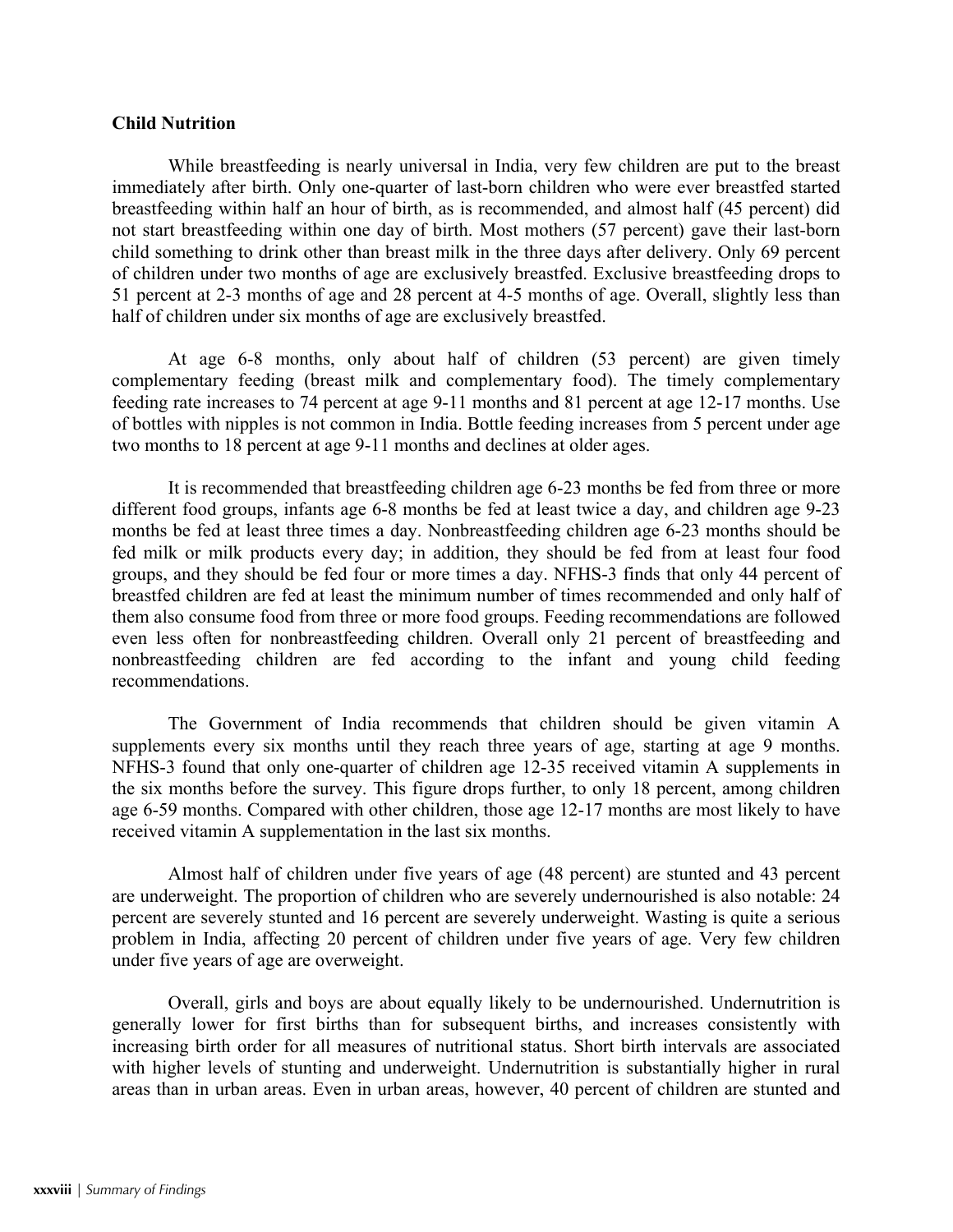## Child Nutrition

While breastfeeding is nearly universal in India, very few children are put to the breast immediately after birth. Only one-quarter of last-born children who were ever breastfed started breastfeeding within half an hour of birth, as is recommended, and almost half (45 percent) did not start breastfeeding within one day of birth. Most mothers (57 percent) gave their last-born child something to drink other than breast milk in the three days after delivery. Only 69 percent of children under two months of age are exclusively breastfed. Exclusive breastfeeding drops to 51 percent at 2-3 months of age and 28 percent at 4-5 months of age. Overall, slightly less than half of children under six months of age are exclusively breastfed.

At age 6-8 months, only about half of children (53 percent) are given timely complementary feeding (breast milk and complementary food). The timely complementary feeding rate increases to 74 percent at age 9-11 months and 81 percent at age 12-17 months. Use of bottles with nipples is not common in India. Bottle feeding increases from 5 percent under age two months to 18 percent at age 9-11 months and declines at older ages.

It is recommended that breastfeeding children age 6-23 months be fed from three or more different food groups, infants age 6-8 months be fed at least twice a day, and children age 9-23 months be fed at least three times a day. Nonbreastfeeding children age 6-23 months should be fed milk or milk products every day; in addition, they should be fed from at least four food groups, and they should be fed four or more times a day. NFHS-3 finds that only 44 percent of breastfed children are fed at least the minimum number of times recommended and only half of them also consume food from three or more food groups. Feeding recommendations are followed even less often for nonbreastfeeding children. Overall only 21 percent of breastfeeding and nonbreastfeeding children are fed according to the infant and young child feeding recommendations.

The Government of India recommends that children should be given vitamin A supplements every six months until they reach three years of age, starting at age 9 months. NFHS-3 found that only one-quarter of children age 12-35 received vitamin A supplements in the six months before the survey. This figure drops further, to only 18 percent, among children age 6-59 months. Compared with other children, those age 12-17 months are most likely to have received vitamin A supplementation in the last six months.

Almost half of children under five years of age (48 percent) are stunted and 43 percent are underweight. The proportion of children who are severely undernourished is also notable: 24 percent are severely stunted and 16 percent are severely underweight. Wasting is quite a serious problem in India, affecting 20 percent of children under five years of age. Very few children under five years of age are overweight.

Overall, girls and boys are about equally likely to be undernourished. Undernutrition is generally lower for first births than for subsequent births, and increases consistently with increasing birth order for all measures of nutritional status. Short birth intervals are associated with higher levels of stunting and underweight. Undernutrition is substantially higher in rural areas than in urban areas. Even in urban areas, however, 40 percent of children are stunted and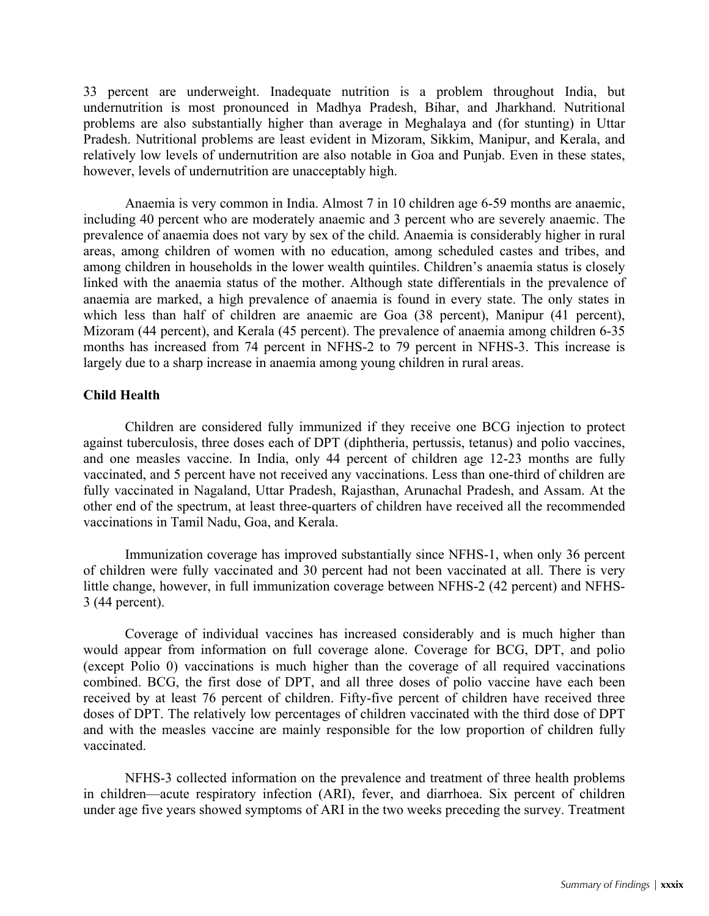33 percent are underweight. Inadequate nutrition is a problem throughout India, but undernutrition is most pronounced in Madhya Pradesh, Bihar, and Jharkhand. Nutritional problems are also substantially higher than average in Meghalaya and (for stunting) in Uttar Pradesh. Nutritional problems are least evident in Mizoram, Sikkim, Manipur, and Kerala, and relatively low levels of undernutrition are also notable in Goa and Punjab. Even in these states, however, levels of undernutrition are unacceptably high.

Anaemia is very common in India. Almost 7 in 10 children age 6-59 months are anaemic, including 40 percent who are moderately anaemic and 3 percent who are severely anaemic. The prevalence of anaemia does not vary by sex of the child. Anaemia is considerably higher in rural areas, among children of women with no education, among scheduled castes and tribes, and among children in households in the lower wealth quintiles. Children's anaemia status is closely linked with the anaemia status of the mother. Although state differentials in the prevalence of anaemia are marked, a high prevalence of anaemia is found in every state. The only states in which less than half of children are anaemic are Goa (38 percent), Manipur (41 percent), Mizoram (44 percent), and Kerala (45 percent). The prevalence of anaemia among children 6-35 months has increased from 74 percent in NFHS-2 to 79 percent in NFHS-3. This increase is largely due to a sharp increase in anaemia among young children in rural areas.

**Child Health**

Children are considered fully immunized if they receive one BCG injection to protect against tuberculosis, three doses each of DPT (diphtheria, pertussis, tetanus) and polio vaccines, and one measles vaccine. In India, only 44 percent of children age 12-23 months are fully vaccinated, and 5 percent have not received any vaccinations. Less than one-third of children are fully vaccinated in Nagaland, Uttar Pradesh, Rajasthan, Arunachal Pradesh, and Assam. At the other end of the spectrum, at least three-quarters of children have received all the recommended vaccinations in Tamil Nadu, Goa, and Kerala.

Immunization coverage has improved substantially since NFHS-1, when only 36 percent of children were fully vaccinated and 30 percent had not been vaccinated at all. There is very little change, however, in full immunization coverage between NFHS-2 (42 percent) and NFHS-3 (44 percent).

Coverage of individual vaccines has increased considerably and is much higher than would appear from information on full coverage alone. Coverage for BCG, DPT, and polio (except Polio 0) vaccinations is much higher than the coverage of all required vaccinations combined. BCG, the first dose of DPT, and all three doses of polio vaccine have each been received by at least 76 percent of children. Fifty-five percent of children have received three doses of DPT. The relatively low percentages of children vaccinated with the third dose of DPT and with the measles vaccine are mainly responsible for the low proportion of children fully vaccinated.

NFHS-3 collected information on the prevalence and treatment of three health problems in children—acute respiratory infection (ARI), fever, and diarrhoea. Six percent of children under age five years showed symptoms of ARI in the two weeks preceding the survey. Treatment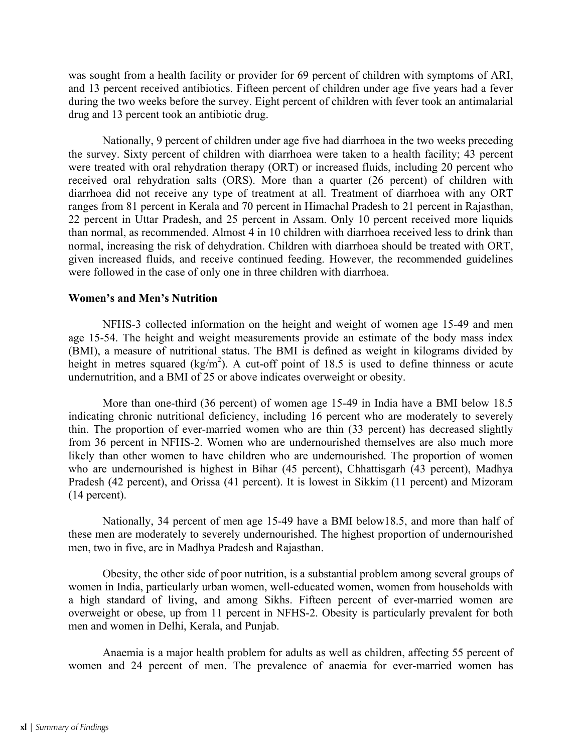was sought from a health facility or provider for 69 percent of children with symptoms of ARI, and 13 percent received antibiotics. Fifteen percent of children under age five years had a fever during the two weeks before the survey. Eight percent of children with fever took an antimalarial drug and 13 percent took an antibiotic drug.

Nationally, 9 percent of children under age five had diarrhoea in the two weeks preceding the survey. Sixty percent of children with diarrhoea were taken to a health facility; 43 percent were treated with oral rehydration therapy (ORT) or increased fluids, including 20 percent who received oral rehydration salts (ORS). More than a quarter (26 percent) of children with diarrhoea did not receive any type of treatment at all. Treatment of diarrhoea with any ORT ranges from 81 percent in Kerala and 70 percent in Himachal Pradesh to 21 percent in Rajasthan, 22 percent in Uttar Pradesh, and 25 percent in Assam. Only 10 percent received more liquids than normal, as recommended. Almost 4 in 10 children with diarrhoea received less to drink than normal, increasing the risk of dehydration. Children with diarrhoea should be treated with ORT, given increased fluids, and receive continued feeding. However, the recommended guidelines were followed in the case of only one in three children with diarrhoea.

**Women's and Men's Nutrition**

NFHS-3 collected information on the height and weight of women age 15-49 and men age 15-54. The height and weight measurements provide an estimate of the body mass index (BMI), a measure of nutritional status. The BMI is defined as weight in kilograms divided by height in metres squared ($kg/m^2$). A cut-off point of 18.5 is used to define thinness or acute undernutrition, and a BMI of 25 or above indicates overweight or obesity.

More than one-third (36 percent) of women age 15-49 in India have a BMI below 18.5 indicating chronic nutritional deficiency, including 16 percent who are moderately to severely thin. The proportion of ever-married women who are thin (33 percent) has decreased slightly from 36 percent in NFHS-2. Women who are undernourished themselves are also much more likely than other women to have children who are undernourished. The proportion of women who are undernourished is highest in Bihar (45 percent), Chhattisgarh (43 percent), Madhya Pradesh (42 percent), and Orissa (41 percent). It is lowest in Sikkim (11 percent) and Mizoram (14 percent).

Nationally, 34 percent of men age 15-49 have a BMI below18.5, and more than half of these men are moderately to severely undernourished. The highest proportion of undernourished men, two in five, are in Madhya Pradesh and Rajasthan.

Obesity, the other side of poor nutrition, is a substantial problem among several groups of women in India, particularly urban women, well-educated women, women from households with a high standard of living, and among Sikhs. Fifteen percent of ever-married women are overweight or obese, up from 11 percent in NFHS-2. Obesity is particularly prevalent for both men and women in Delhi, Kerala, and Punjab.

Anaemia is a major health problem for adults as well as children, affecting 55 percent of women and 24 percent of men. The prevalence of anaemia for ever-married women has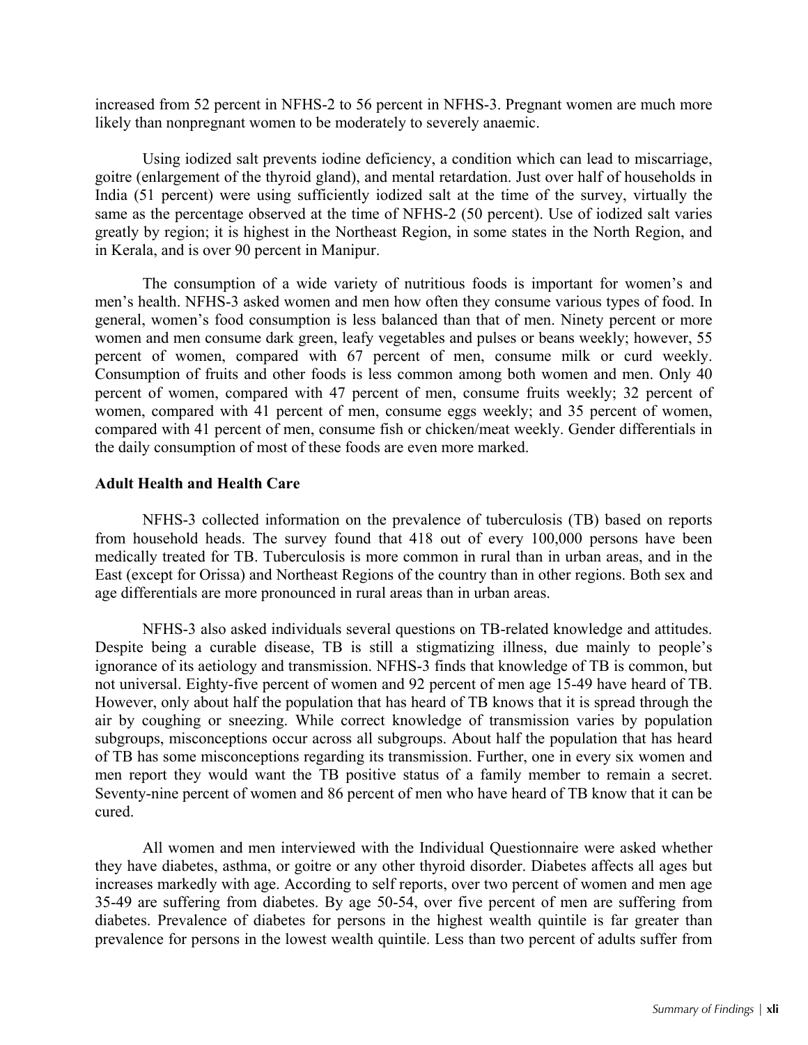increased from 52 percent in NFHS-2 to 56 percent in NFHS-3. Pregnant women are much more likely than nonpregnant women to be moderately to severely anaemic.

Using iodized salt prevents iodine deficiency, a condition which can lead to miscarriage, goitre (enlargement of the thyroid gland), and mental retardation. Just over half of households in India (51 percent) were using sufficiently iodized salt at the time of the survey, virtually the same as the percentage observed at the time of NFHS-2 (50 percent). Use of iodized salt varies greatly by region; it is highest in the Northeast Region, in some states in the North Region, and in Kerala, and is over 90 percent in Manipur.

The consumption of a wide variety of nutritious foods is important for women's and men's health. NFHS-3 asked women and men how often they consume various types of food. In general, women's food consumption is less balanced than that of men. Ninety percent or more women and men consume dark green, leafy vegetables and pulses or beans weekly; however, 55 percent of women, compared with 67 percent of men, consume milk or curd weekly. Consumption of fruits and other foods is less common among both women and men. Only 40 percent of women, compared with 47 percent of men, consume fruits weekly; 32 percent of women, compared with 41 percent of men, consume eggs weekly; and 35 percent of women, compared with 41 percent of men, consume fish or chicken/meat weekly. Gender differentials in the daily consumption of most of these foods are even more marked.

**Adult Health and Health Care**

NFHS-3 collected information on the prevalence of tuberculosis (TB) based on reports from household heads. The survey found that 418 out of every 100,000 persons have been medically treated for TB. Tuberculosis is more common in rural than in urban areas, and in the East (except for Orissa) and Northeast Regions of the country than in other regions. Both sex and age differentials are more pronounced in rural areas than in urban areas.

NFHS-3 also asked individuals several questions on TB-related knowledge and attitudes. Despite being a curable disease, TB is still a stigmatizing illness, due mainly to people's ignorance of its aetiology and transmission. NFHS-3 finds that knowledge of TB is common, but not universal. Eighty-five percent of women and 92 percent of men age 15-49 have heard of TB. However, only about half the population that has heard of TB knows that it is spread through the air by coughing or sneezing. While correct knowledge of transmission varies by population subgroups, misconceptions occur across all subgroups. About half the population that has heard of TB has some misconceptions regarding its transmission. Further, one in every six women and men report they would want the TB positive status of a family member to remain a secret. Seventy-nine percent of women and 86 percent of men who have heard of TB know that it can be cured.

All women and men interviewed with the Individual Questionnaire were asked whether they have diabetes, asthma, or goitre or any other thyroid disorder. Diabetes affects all ages but increases markedly with age. According to self reports, over two percent of women and men age 35-49 are suffering from diabetes. By age 50-54, over five percent of men are suffering from diabetes. Prevalence of diabetes for persons in the highest wealth quintile is far greater than prevalence for persons in the lowest wealth quintile. Less than two percent of adults suffer from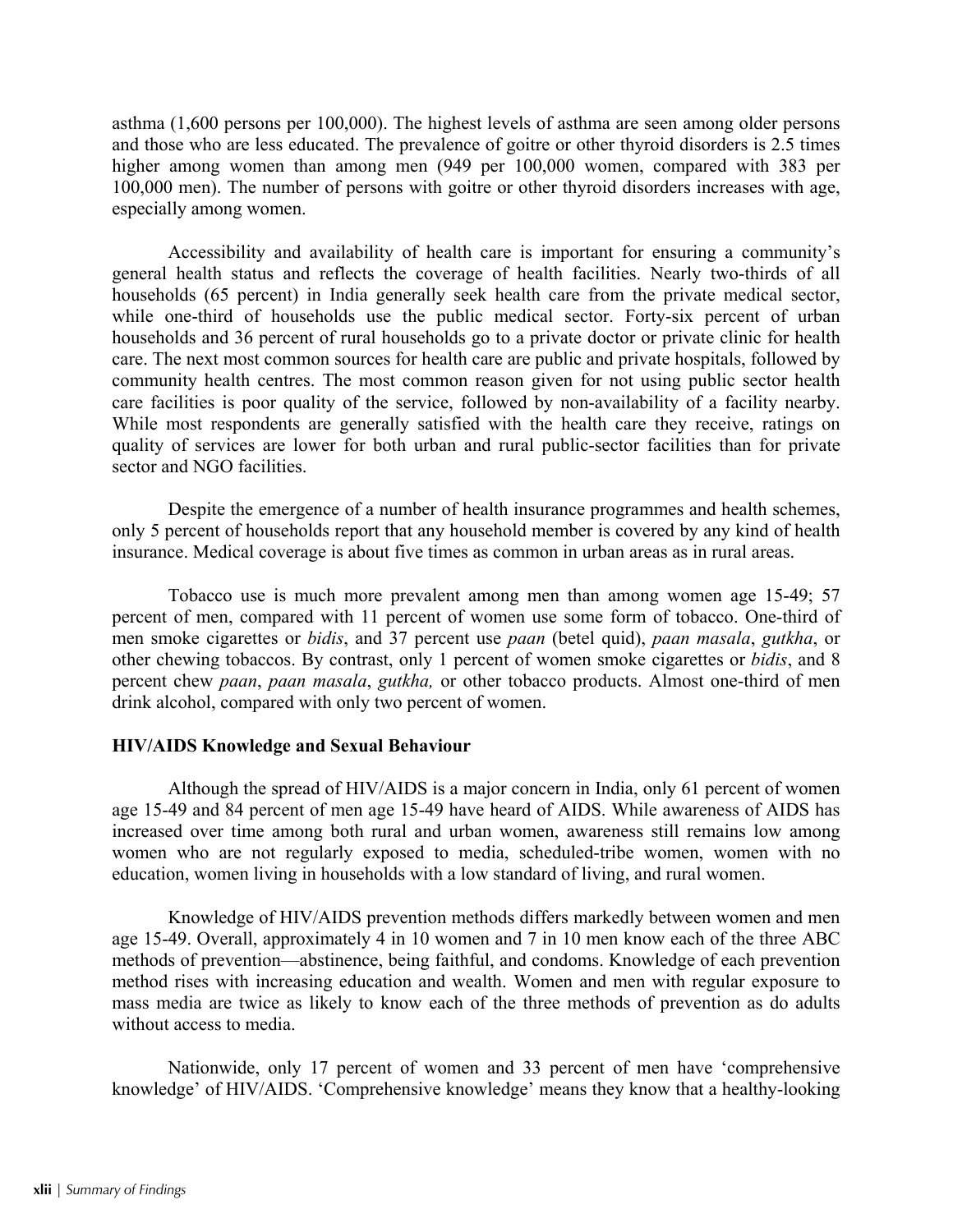asthma (1,600 persons per 100,000). The highest levels of asthma are seen among older persons and those who are less educated. The prevalence of goitre or other thyroid disorders is 2.5 times higher among women than among men (949 per 100,000 women, compared with 383 per 100,000 men). The number of persons with goitre or other thyroid disorders increases with age, especially among women.

Accessibility and availability of health care is important for ensuring a community's general health status and reflects the coverage of health facilities. Nearly two-thirds of all households (65 percent) in India generally seek health care from the private medical sector, while one-third of households use the public medical sector. Forty-six percent of urban households and 36 percent of rural households go to a private doctor or private clinic for health care. The next most common sources for health care are public and private hospitals, followed by community health centres. The most common reason given for not using public sector health care facilities is poor quality of the service, followed by non-availability of a facility nearby. While most respondents are generally satisfied with the health care they receive, ratings on quality of services are lower for both urban and rural public-sector facilities than for private sector and NGO facilities.

Despite the emergence of a number of health insurance programmes and health schemes, only 5 percent of households report that any household member is covered by any kind of health insurance. Medical coverage is about five times as common in urban areas as in rural areas.

Tobacco use is much more prevalent among men than among women age 15-49; 57 percent of men, compared with 11 percent of women use some form of tobacco. One-third of men smoke cigarettes or *bidis*, and 37 percent use *paan* (betel quid), *paan masala*, *gutkha*, or other chewing tobaccos. By contrast, only 1 percent of women smoke cigarettes or *bidis*, and 8 percent chew *paan*, *paan masala*, *gutkha,* or other tobacco products. Almost one-third of men drink alcohol, compared with only two percent of women.

**HIV/AIDS Knowledge and Sexual Behaviour**

Although the spread of HIV/AIDS is a major concern in India, only 61 percent of women age 15-49 and 84 percent of men age 15-49 have heard of AIDS. While awareness of AIDS has increased over time among both rural and urban women, awareness still remains low among women who are not regularly exposed to media, scheduled-tribe women, women with no education, women living in households with a low standard of living, and rural women.

Knowledge of HIV/AIDS prevention methods differs markedly between women and men age 15-49. Overall, approximately 4 in 10 women and 7 in 10 men know each of the three ABC methods of prevention—abstinence, being faithful, and condoms. Knowledge of each prevention method rises with increasing education and wealth. Women and men with regular exposure to mass media are twice as likely to know each of the three methods of prevention as do adults without access to media.

Nationwide, only 17 percent of women and 33 percent of men have 'comprehensive knowledge' of HIV/AIDS. 'Comprehensive knowledge' means they know that a healthy-looking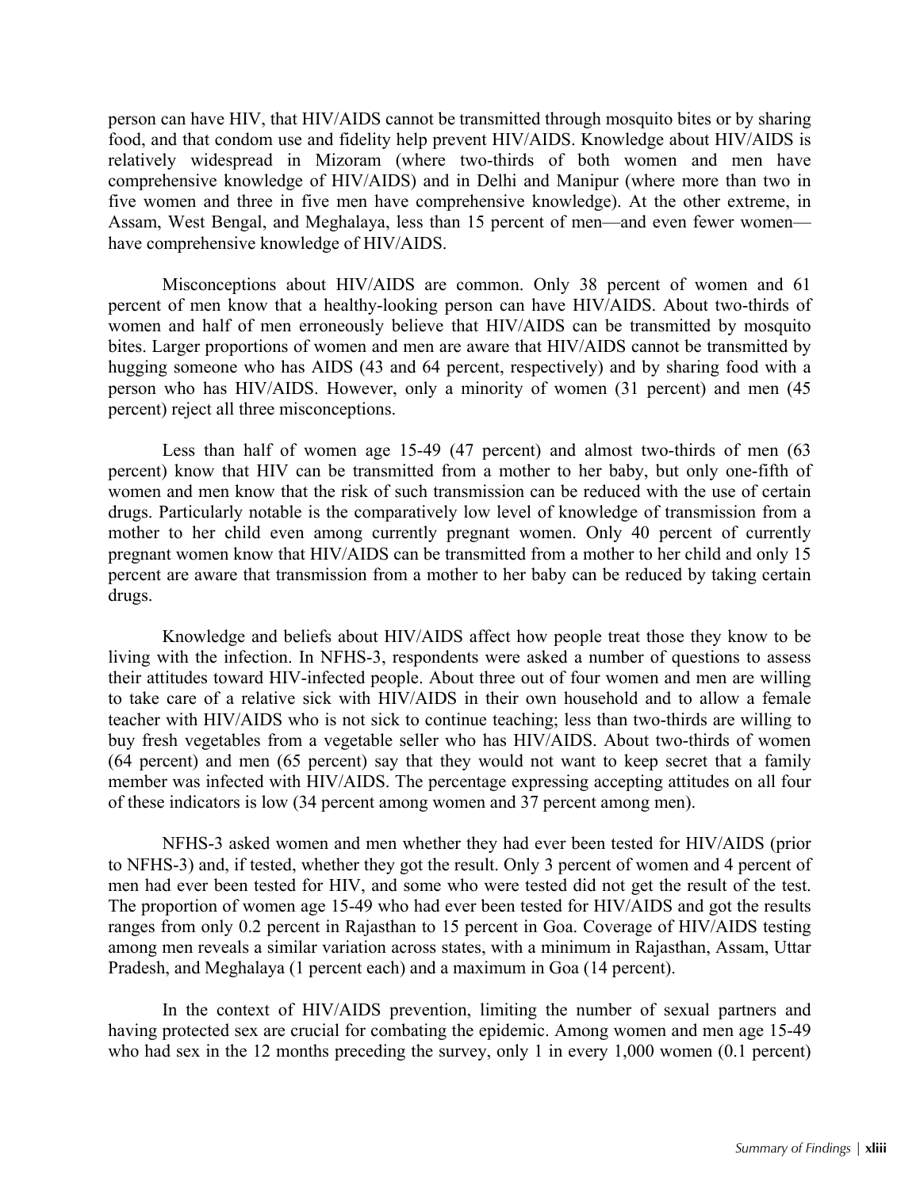person can have HIV, that HIV/AIDS cannot be transmitted through mosquito bites or by sharing food, and that condom use and fidelity help prevent HIV/AIDS. Knowledge about HIV/AIDS is relatively widespread in Mizoram (where two-thirds of both women and men have comprehensive knowledge of HIV/AIDS) and in Delhi and Manipur (where more than two in five women and three in five men have comprehensive knowledge). At the other extreme, in Assam, West Bengal, and Meghalaya, less than 15 percent of men—and even fewer women—have comprehensive knowledge of HIV/AIDS.

Misconceptions about HIV/AIDS are common. Only 38 percent of women and 61 percent of men know that a healthy-looking person can have HIV/AIDS. About two-thirds of women and half of men erroneously believe that HIV/AIDS can be transmitted by mosquito bites. Larger proportions of women and men are aware that HIV/AIDS cannot be transmitted by hugging someone who has AIDS (43 and 64 percent, respectively) and by sharing food with a person who has HIV/AIDS. However, only a minority of women (31 percent) and men (45 percent) reject all three misconceptions.

Less than half of women age 15-49 (47 percent) and almost two-thirds of men (63 percent) know that HIV can be transmitted from a mother to her baby, but only one-fifth of women and men know that the risk of such transmission can be reduced with the use of certain drugs. Particularly notable is the comparatively low level of knowledge of transmission from a mother to her child even among currently pregnant women. Only 40 percent of currently pregnant women know that HIV/AIDS can be transmitted from a mother to her child and only 15 percent are aware that transmission from a mother to her baby can be reduced by taking certain drugs.

Knowledge and beliefs about HIV/AIDS affect how people treat those they know to be living with the infection. In NFHS-3, respondents were asked a number of questions to assess their attitudes toward HIV-infected people. About three out of four women and men are willing to take care of a relative sick with HIV/AIDS in their own household and to allow a female teacher with HIV/AIDS who is not sick to continue teaching; less than two-thirds are willing to buy fresh vegetables from a vegetable seller who has HIV/AIDS. About two-thirds of women (64 percent) and men (65 percent) say that they would not want to keep secret that a family member was infected with HIV/AIDS. The percentage expressing accepting attitudes on all four of these indicators is low (34 percent among women and 37 percent among men).

NFHS-3 asked women and men whether they had ever been tested for HIV/AIDS (prior to NFHS-3) and, if tested, whether they got the result. Only 3 percent of women and 4 percent of men had ever been tested for HIV, and some who were tested did not get the result of the test. The proportion of women age 15-49 who had ever been tested for HIV/AIDS and got the results ranges from only 0.2 percent in Rajasthan to 15 percent in Goa. Coverage of HIV/AIDS testing among men reveals a similar variation across states, with a minimum in Rajasthan, Assam, Uttar Pradesh, and Meghalaya (1 percent each) and a maximum in Goa (14 percent).

In the context of HIV/AIDS prevention, limiting the number of sexual partners and having protected sex are crucial for combating the epidemic. Among women and men age 15-49 who had sex in the 12 months preceding the survey, only 1 in every 1,000 women (0.1 percent)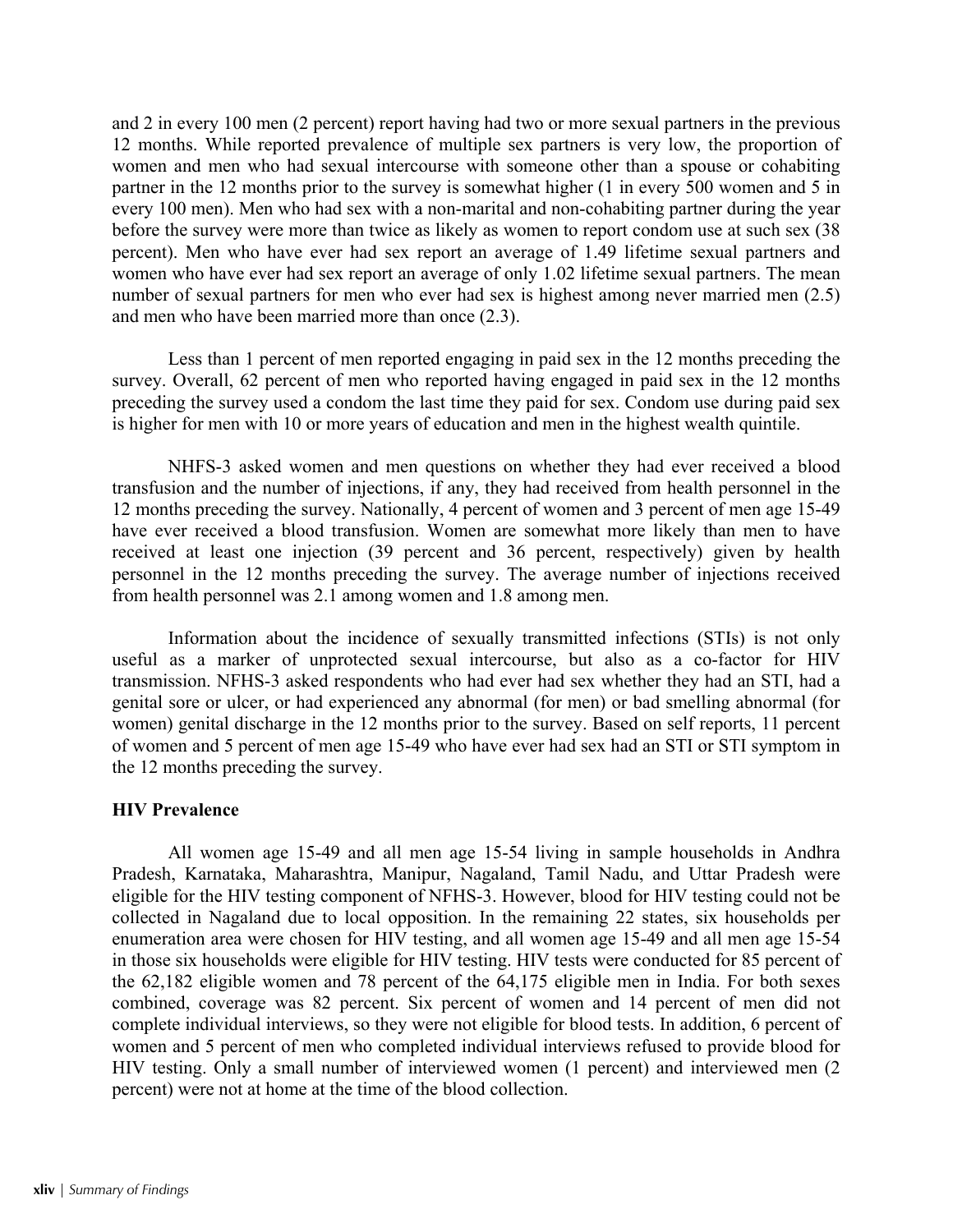and 2 in every 100 men (2 percent) report having had two or more sexual partners in the previous 12 months. While reported prevalence of multiple sex partners is very low, the proportion of women and men who had sexual intercourse with someone other than a spouse or cohabiting partner in the 12 months prior to the survey is somewhat higher (1 in every 500 women and 5 in every 100 men). Men who had sex with a non-marital and non-cohabiting partner during the year before the survey were more than twice as likely as women to report condom use at such sex (38 percent). Men who have ever had sex report an average of 1.49 lifetime sexual partners and women who have ever had sex report an average of only 1.02 lifetime sexual partners. The mean number of sexual partners for men who ever had sex is highest among never married men (2.5) and men who have been married more than once (2.3).

Less than 1 percent of men reported engaging in paid sex in the 12 months preceding the survey. Overall, 62 percent of men who reported having engaged in paid sex in the 12 months preceding the survey used a condom the last time they paid for sex. Condom use during paid sex is higher for men with 10 or more years of education and men in the highest wealth quintile.

NHFS-3 asked women and men questions on whether they had ever received a blood transfusion and the number of injections, if any, they had received from health personnel in the 12 months preceding the survey. Nationally, 4 percent of women and 3 percent of men age 15-49 have ever received a blood transfusion. Women are somewhat more likely than men to have received at least one injection (39 percent and 36 percent, respectively) given by health personnel in the 12 months preceding the survey. The average number of injections received from health personnel was 2.1 among women and 1.8 among men.

Information about the incidence of sexually transmitted infections (STIs) is not only useful as a marker of unprotected sexual intercourse, but also as a co-factor for HIV transmission. NFHS-3 asked respondents who had ever had sex whether they had an STI, had a genital sore or ulcer, or had experienced any abnormal (for men) or bad smelling abnormal (for women) genital discharge in the 12 months prior to the survey. Based on self reports, 11 percent of women and 5 percent of men age 15-49 who have ever had sex had an STI or STI symptom in the 12 months preceding the survey.

**HIV Prevalence**

All women age 15-49 and all men age 15-54 living in sample households in Andhra Pradesh, Karnataka, Maharashtra, Manipur, Nagaland, Tamil Nadu, and Uttar Pradesh were eligible for the HIV testing component of NFHS-3. However, blood for HIV testing could not be collected in Nagaland due to local opposition. In the remaining 22 states, six households per enumeration area were chosen for HIV testing, and all women age 15-49 and all men age 15-54 in those six households were eligible for HIV testing. HIV tests were conducted for 85 percent of the 62,182 eligible women and 78 percent of the 64,175 eligible men in India. For both sexes combined, coverage was 82 percent. Six percent of women and 14 percent of men did not complete individual interviews, so they were not eligible for blood tests. In addition, 6 percent of women and 5 percent of men who completed individual interviews refused to provide blood for HIV testing. Only a small number of interviewed women (1 percent) and interviewed men (2 percent) were not at home at the time of the blood collection.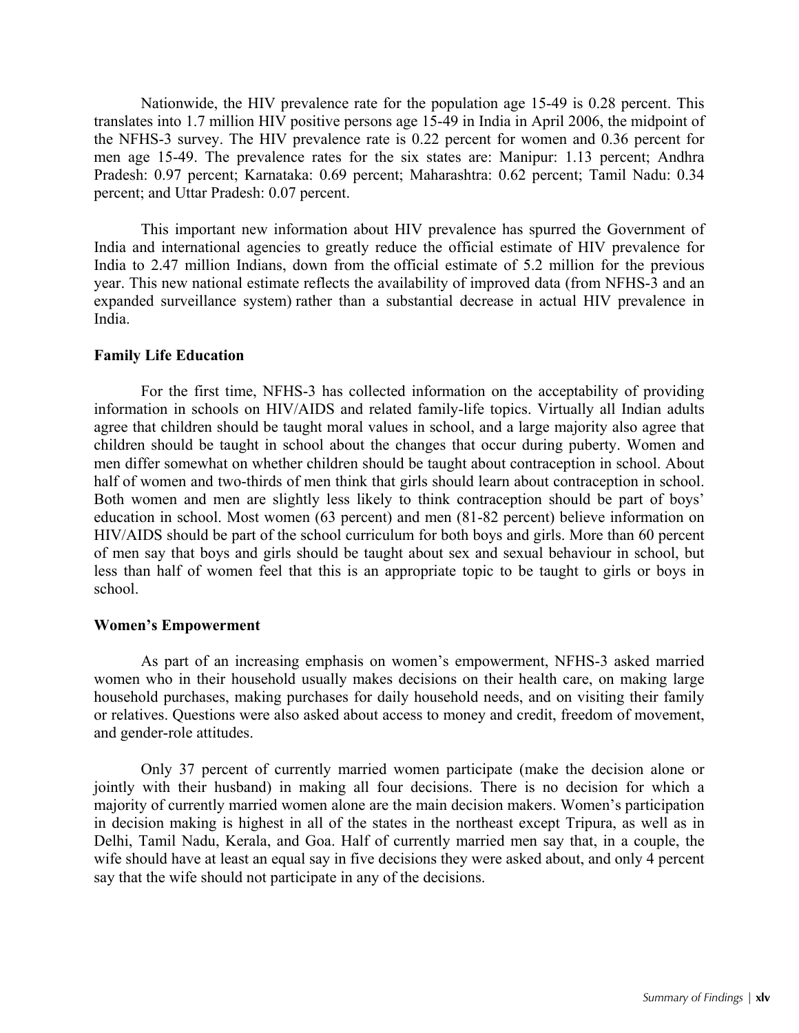Nationwide, the HIV prevalence rate for the population age 15-49 is 0.28 percent. This translates into 1.7 million HIV positive persons age 15-49 in India in April 2006, the midpoint of the NFHS-3 survey. The HIV prevalence rate is 0.22 percent for women and 0.36 percent for men age 15-49. The prevalence rates for the six states are: Manipur: 1.13 percent; Andhra Pradesh: 0.97 percent; Karnataka: 0.69 percent; Maharashtra: 0.62 percent; Tamil Nadu: 0.34 percent; and Uttar Pradesh: 0.07 percent.

This important new information about HIV prevalence has spurred the Government of India and international agencies to greatly reduce the official estimate of HIV prevalence for India to 2.47 million Indians, down from the official estimate of 5.2 million for the previous year. This new national estimate reflects the availability of improved data (from NFHS-3 and an expanded surveillance system) rather than a substantial decrease in actual HIV prevalence in India.

**Family Life Education**

For the first time, NFHS-3 has collected information on the acceptability of providing information in schools on HIV/AIDS and related family-life topics. Virtually all Indian adults agree that children should be taught moral values in school, and a large majority also agree that children should be taught in school about the changes that occur during puberty. Women and men differ somewhat on whether children should be taught about contraception in school. About half of women and two-thirds of men think that girls should learn about contraception in school. Both women and men are slightly less likely to think contraception should be part of boys' education in school. Most women (63 percent) and men (81-82 percent) believe information on HIV/AIDS should be part of the school curriculum for both boys and girls. More than 60 percent of men say that boys and girls should be taught about sex and sexual behaviour in school, but less than half of women feel that this is an appropriate topic to be taught to girls or boys in school.

**Women's Empowerment**

As part of an increasing emphasis on women's empowerment, NFHS-3 asked married women who in their household usually makes decisions on their health care, on making large household purchases, making purchases for daily household needs, and on visiting their family or relatives. Questions were also asked about access to money and credit, freedom of movement, and gender-role attitudes.

Only 37 percent of currently married women participate (make the decision alone or jointly with their husband) in making all four decisions. There is no decision for which a majority of currently married women alone are the main decision makers. Women's participation in decision making is highest in all of the states in the northeast except Tripura, as well as in Delhi, Tamil Nadu, Kerala, and Goa. Half of currently married men say that, in a couple, the wife should have at least an equal say in five decisions they were asked about, and only 4 percent say that the wife should not participate in any of the decisions.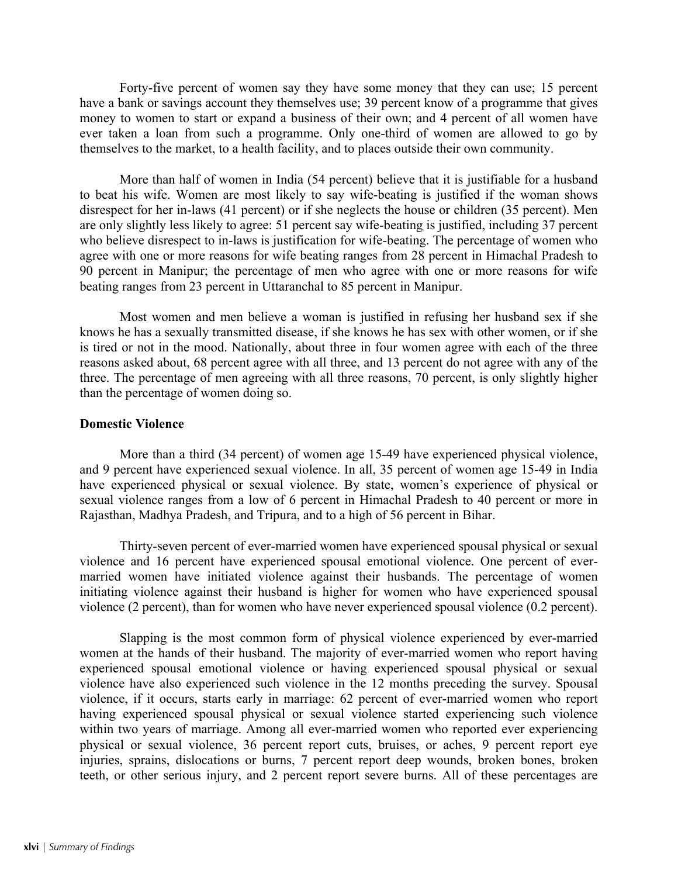Forty-five percent of women say they have some money that they can use; 15 percent have a bank or savings account they themselves use; 39 percent know of a programme that gives money to women to start or expand a business of their own; and 4 percent of all women have ever taken a loan from such a programme. Only one-third of women are allowed to go by themselves to the market, to a health facility, and to places outside their own community.

More than half of women in India (54 percent) believe that it is justifiable for a husband to beat his wife. Women are most likely to say wife-beating is justified if the woman shows disrespect for her in-laws (41 percent) or if she neglects the house or children (35 percent). Men are only slightly less likely to agree: 51 percent say wife-beating is justified, including 37 percent who believe disrespect to in-laws is justification for wife-beating. The percentage of women who agree with one or more reasons for wife beating ranges from 28 percent in Himachal Pradesh to 90 percent in Manipur; the percentage of men who agree with one or more reasons for wife beating ranges from 23 percent in Uttaranchal to 85 percent in Manipur.

Most women and men believe a woman is justified in refusing her husband sex if she knows he has a sexually transmitted disease, if she knows he has sex with other women, or if she is tired or not in the mood. Nationally, about three in four women agree with each of the three reasons asked about, 68 percent agree with all three, and 13 percent do not agree with any of the three. The percentage of men agreeing with all three reasons, 70 percent, is only slightly higher than the percentage of women doing so.

**Domestic Violence**

More than a third (34 percent) of women age 15-49 have experienced physical violence, and 9 percent have experienced sexual violence. In all, 35 percent of women age 15-49 in India have experienced physical or sexual violence. By state, women's experience of physical or sexual violence ranges from a low of 6 percent in Himachal Pradesh to 40 percent or more in Rajasthan, Madhya Pradesh, and Tripura, and to a high of 56 percent in Bihar.

Thirty-seven percent of ever-married women have experienced spousal physical or sexual violence and 16 percent have experienced spousal emotional violence. One percent of ever-married women have initiated violence against their husbands. The percentage of women initiating violence against their husband is higher for women who have experienced spousal violence (2 percent), than for women who have never experienced spousal violence (0.2 percent).

Slapping is the most common form of physical violence experienced by ever-married women at the hands of their husband. The majority of ever-married women who report having experienced spousal emotional violence or having experienced spousal physical or sexual violence have also experienced such violence in the 12 months preceding the survey. Spousal violence, if it occurs, starts early in marriage: 62 percent of ever-married women who report having experienced spousal physical or sexual violence started experiencing such violence within two years of marriage. Among all ever-married women who reported ever experiencing physical or sexual violence, 36 percent report cuts, bruises, or aches, 9 percent report eye injuries, sprains, dislocations or burns, 7 percent report deep wounds, broken bones, broken teeth, or other serious injury, and 2 percent report severe burns. All of these percentages are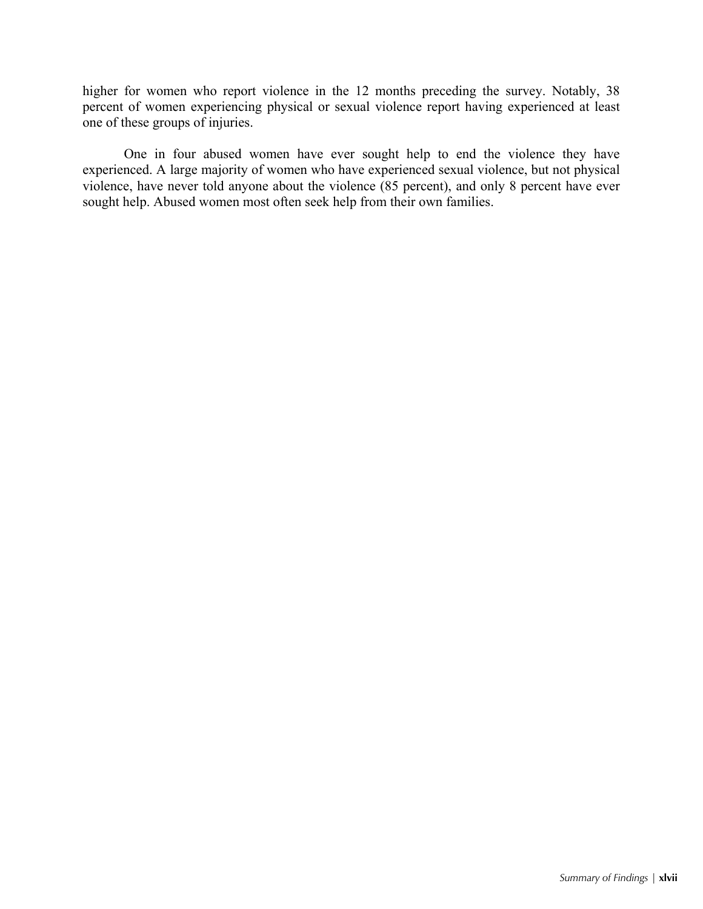higher for women who report violence in the 12 months preceding the survey. Notably, 38 percent of women experiencing physical or sexual violence report having experienced at least one of these groups of injuries.

One in four abused women have ever sought help to end the violence they have experienced. A large majority of women who have experienced sexual violence, but not physical violence, have never told anyone about the violence (85 percent), and only 8 percent have ever sought help. Abused women most often seek help from their own families.